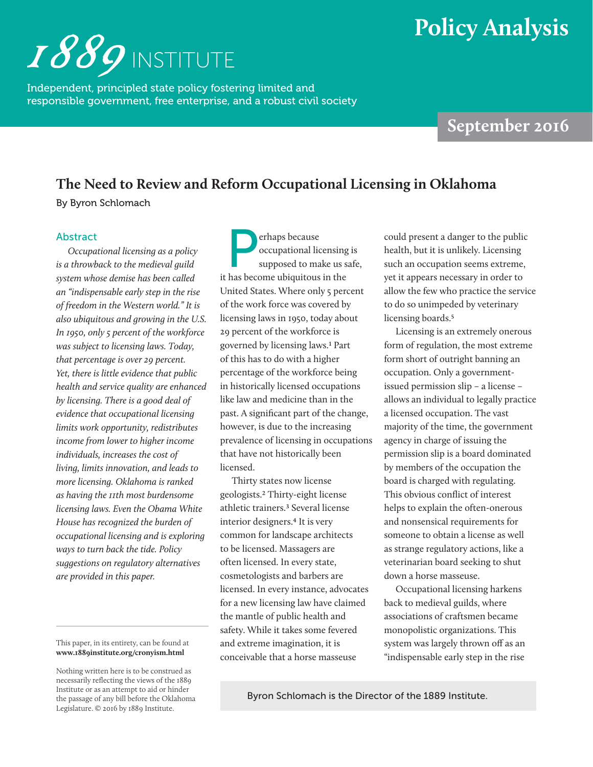# 1889 INSTITUTE

Independent, principled state policy fostering limited and responsible government, free enterprise, and a robust civil society

**Policy Analysis**

**September 2016**

## The Need to Review and Reform Occupational Licensing in Oklahoma

By Byron Schlomach

### Abstract

*Occupational licensing as a policy is a throwback to the medieval guild system whose demise has been called an "indispensable early step in the rise of freedom in the Western world." It is also ubiquitous and growing in the U.S. In 1950, only 5 percent of the workforce was subject to licensing laws. Today, that percentage is over 29 percent. Yet, there is little evidence that public health and service quality are enhanced by licensing. There is a good deal of evidence that occupational licensing limits work opportunity, redistributes income from lower to higher income individuals, increases the cost of living, limits innovation, and leads to more licensing. Oklahoma is ranked as having the 11th most burdensome licensing laws. Even the Obama White House has recognized the burden of occupational licensing and is exploring ways to turn back the tide. Policy suggestions on regulatory alternatives are provided in this paper.*

This paper, in its entirety, can be found at **www.1889institute.org/cronyism.html**

Nothing written here is to be construed as necessarily reflecting the views of the 1889 Institute or as an attempt to aid or hinder the passage of any bill before the Oklahoma Legislature. © 2016 by 1889 Institute.

Perhaps because occupational licensing is supposed to make us safe, it has become ubiquitous in the United States. Where only 5 percent of the work force was covered by licensing laws in 1950, today about 29 percent of the workforce is governed by licensing laws.[1] Part of this has to do with a higher percentage of the workforce being in historically licensed occupations like law and medicine than in the past. A significant part of the change, however, is due to the increasing prevalence of licensing in occupations that have not historically been licensed.

Thirty states now license geologists.[2] Thirty-eight license athletic trainers.[3] Several license interior designers.[4] It is very common for landscape architects to be licensed. Massagers are often licensed. In every state, cosmetologists and barbers are licensed. In every instance, advocates for a new licensing law have claimed the mantle of public health and safety. While it takes some fevered and extreme imagination, it is conceivable that a horse masseuse could present a danger to the public health, but it is unlikely. Licensing such an occupation seems extreme, yet it appears necessary in order to allow the few who practice the service to do so unimpeded by veterinary licensing boards.[5]

Licensing is an extremely onerous form of regulation, the most extreme form short of outright banning an occupation. Only a government-issued permission slip – a license – allows an individual to legally practice a licensed occupation. The vast majority of the time, the government agency in charge of issuing the permission slip is a board dominated by members of the occupation the board is charged with regulating. This obvious conflict of interest helps to explain the often-onerous and nonsensical requirements for someone to obtain a license as well as strange regulatory actions, like a veterinarian board seeking to shut down a horse masseuse.

Occupational licensing harkens back to medieval guilds, where associations of craftsmen became monopolistic organizations. This system was largely thrown off as an "indispensable early step in the rise

Byron Schlomach is the Director of the 1889 Institute.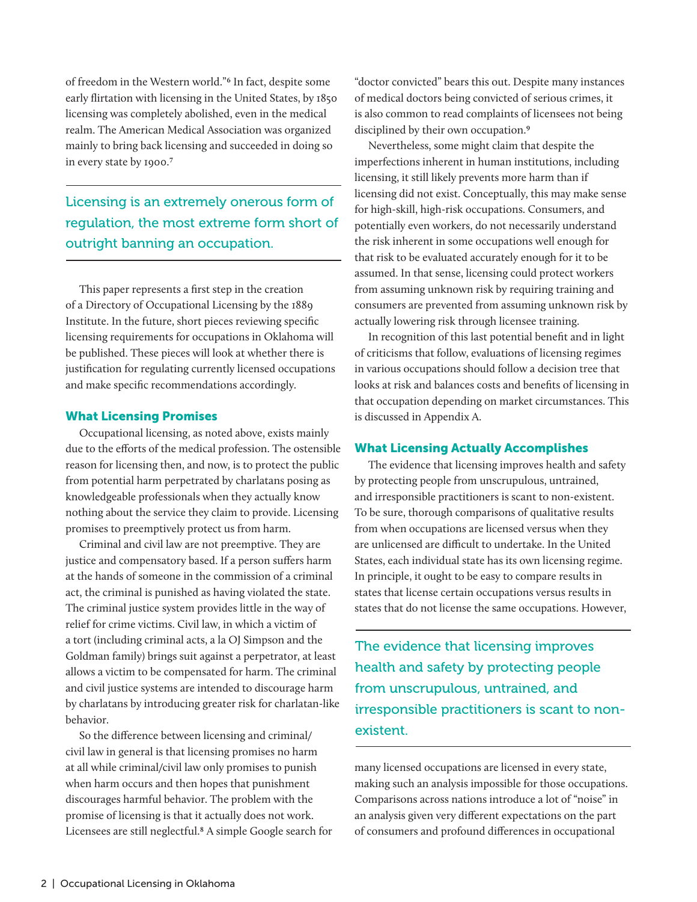of freedom in the Western world."[6] In fact, despite some early flirtation with licensing in the United States, by 1850 licensing was completely abolished, even in the medical realm. The American Medical Association was organized mainly to bring back licensing and succeeded in doing so in every state by 1900.[7]

> Licensing is an extremely onerous form of regulation, the most extreme form short of outright banning an occupation.

This paper represents a first step in the creation of a Directory of Occupational Licensing by the 1889 Institute. In the future, short pieces reviewing specific licensing requirements for occupations in Oklahoma will be published. These pieces will look at whether there is justification for regulating currently licensed occupations and make specific recommendations accordingly.

### What Licensing Promises

Occupational licensing, as noted above, exists mainly due to the efforts of the medical profession. The ostensible reason for licensing then, and now, is to protect the public from potential harm perpetrated by charlatans posing as knowledgeable professionals when they actually know nothing about the service they claim to provide. Licensing promises to preemptively protect us from harm.

Criminal and civil law are not preemptive. They are justice and compensatory based. If a person suffers harm at the hands of someone in the commission of a criminal act, the criminal is punished as having violated the state. The criminal justice system provides little in the way of relief for crime victims. Civil law, in which a victim of a tort (including criminal acts, a la OJ Simpson and the Goldman family) brings suit against a perpetrator, at least allows a victim to be compensated for harm. The criminal and civil justice systems are intended to discourage harm by charlatans by introducing greater risk for charlatan-like behavior.

So the difference between licensing and criminal/civil law in general is that licensing promises no harm at all while criminal/civil law only promises to punish when harm occurs and then hopes that punishment discourages harmful behavior. The problem with the promise of licensing is that it actually does not work. Licensees are still neglectful.[8] A simple Google search for "doctor convicted" bears this out. Despite many instances of medical doctors being convicted of serious crimes, it is also common to read complaints of licensees not being disciplined by their own occupation.[9]

Nevertheless, some might claim that despite the imperfections inherent in human institutions, including licensing, it still likely prevents more harm than if licensing did not exist. Conceptually, this may make sense for high-skill, high-risk occupations. Consumers, and potentially even workers, do not necessarily understand the risk inherent in some occupations well enough for that risk to be evaluated accurately enough for it to be assumed. In that sense, licensing could protect workers from assuming unknown risk by requiring training and consumers are prevented from assuming unknown risk by actually lowering risk through licensee training.

In recognition of this last potential benefit and in light of criticisms that follow, evaluations of licensing regimes in various occupations should follow a decision tree that looks at risk and balances costs and benefits of licensing in that occupation depending on market circumstances. This is discussed in Appendix A.

### What Licensing Actually Accomplishes

The evidence that licensing improves health and safety by protecting people from unscrupulous, untrained, and irresponsible practitioners is scant to non-existent. To be sure, thorough comparisons of qualitative results from when occupations are licensed versus when they are unlicensed are difficult to undertake. In the United States, each individual state has its own licensing regime. In principle, it ought to be easy to compare results in states that license certain occupations versus results in states that do not license the same occupations. However, many licensed occupations are licensed in every state, making such an analysis impossible for those occupations. Comparisons across nations introduce a lot of "noise" in an analysis given very different expectations on the part of consumers and profound differences in occupational

> The evidence that licensing improves health and safety by protecting people from unscrupulous, untrained, and irresponsible practitioners is scant to non-existent.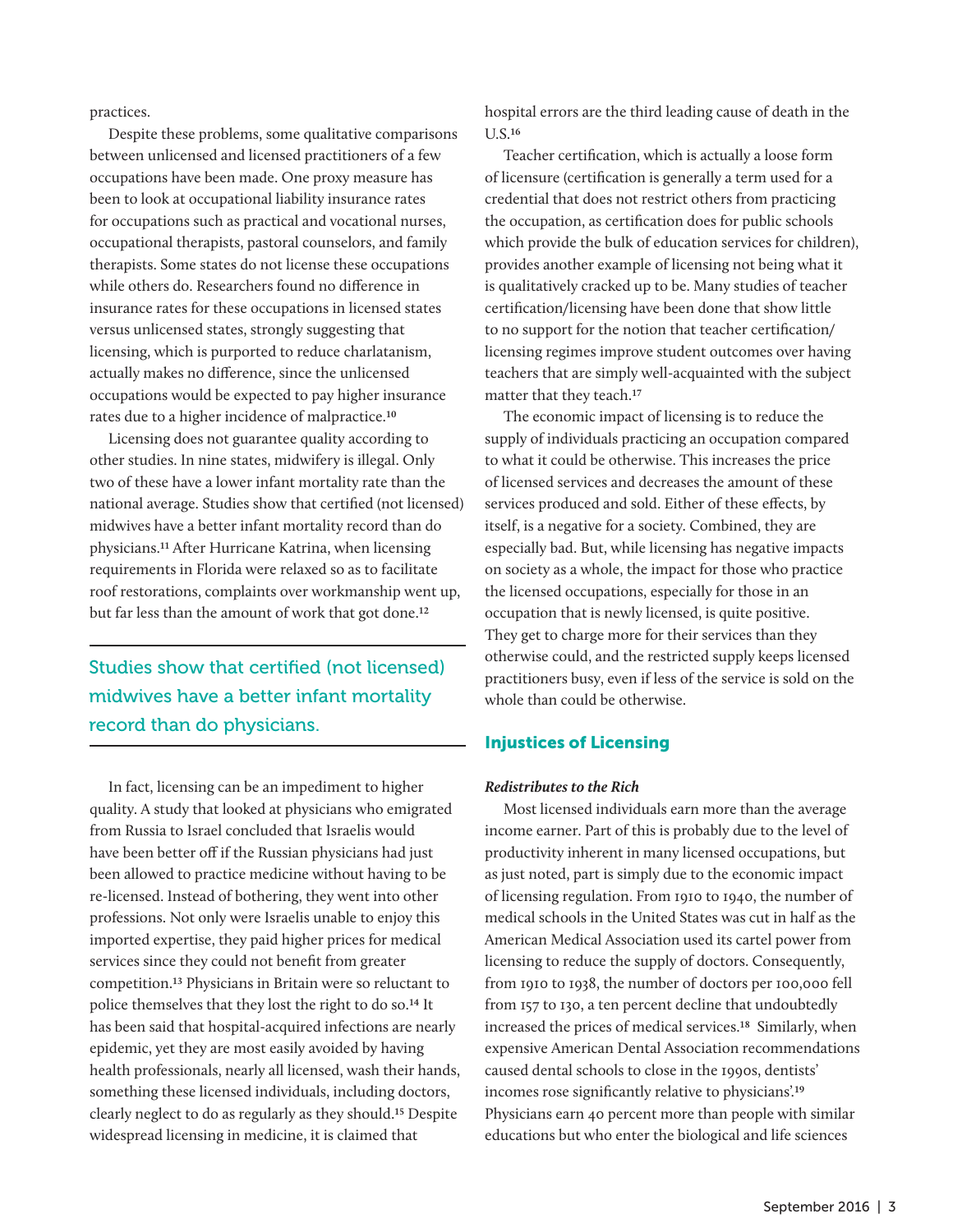practices.

Despite these problems, some qualitative comparisons between unlicensed and licensed practitioners of a few occupations have been made. One proxy measure has been to look at occupational liability insurance rates for occupations such as practical and vocational nurses, occupational therapists, pastoral counselors, and family therapists. Some states do not license these occupations while others do. Researchers found no difference in insurance rates for these occupations in licensed states versus unlicensed states, strongly suggesting that licensing, which is purported to reduce charlatanism, actually makes no difference, since the unlicensed occupations would be expected to pay higher insurance rates due to a higher incidence of malpractice.[10]

Licensing does not guarantee quality according to other studies. In nine states, midwifery is illegal. Only two of these have a lower infant mortality rate than the national average. Studies show that certified (not licensed) midwives have a better infant mortality record than do physicians.[11] After Hurricane Katrina, when licensing requirements in Florida were relaxed so as to facilitate roof restorations, complaints over workmanship went up, but far less than the amount of work that got done.[12]

> Studies show that certified (not licensed) midwives have a better infant mortality record than do physicians.

In fact, licensing can be an impediment to higher quality. A study that looked at physicians who emigrated from Russia to Israel concluded that Israelis would have been better off if the Russian physicians had just been allowed to practice medicine without having to be re-licensed. Instead of bothering, they went into other professions. Not only were Israelis unable to enjoy this imported expertise, they paid higher prices for medical services since they could not benefit from greater competition.[13] Physicians in Britain were so reluctant to police themselves that they lost the right to do so.[14] It has been said that hospital-acquired infections are nearly epidemic, yet they are most easily avoided by having health professionals, nearly all licensed, wash their hands, something these licensed individuals, including doctors, clearly neglect to do as regularly as they should.[15] Despite widespread licensing in medicine, it is claimed that hospital errors are the third leading cause of death in the U.S.[16]

Teacher certification, which is actually a loose form of licensure (certification is generally a term used for a credential that does not restrict others from practicing the occupation, as certification does for public schools which provide the bulk of education services for children), provides another example of licensing not being what it is qualitatively cracked up to be. Many studies of teacher certification/licensing have been done that show little to no support for the notion that teacher certification/licensing regimes improve student outcomes over having teachers that are simply well-acquainted with the subject matter that they teach.[17]

The economic impact of licensing is to reduce the supply of individuals practicing an occupation compared to what it could be otherwise. This increases the price of licensed services and decreases the amount of these services produced and sold. Either of these effects, by itself, is a negative for a society. Combined, they are especially bad. But, while licensing has negative impacts on society as a whole, the impact for those who practice the licensed occupations, especially for those in an occupation that is newly licensed, is quite positive. They get to charge more for their services than they otherwise could, and the restricted supply keeps licensed practitioners busy, even if less of the service is sold on the whole than could be otherwise.

## Injustices of Licensing

### *Redistributes to the Rich*

Most licensed individuals earn more than the average income earner. Part of this is probably due to the level of productivity inherent in many licensed occupations, but as just noted, part is simply due to the economic impact of licensing regulation. From 1910 to 1940, the number of medical schools in the United States was cut in half as the American Medical Association used its cartel power from licensing to reduce the supply of doctors. Consequently, from 1910 to 1938, the number of doctors per 100,000 fell from 157 to 130, a ten percent decline that undoubtedly increased the prices of medical services.[18] Similarly, when expensive American Dental Association recommendations caused dental schools to close in the 1990s, dentists' incomes rose significantly relative to physicians'.[19] Physicians earn 40 percent more than people with similar educations but who enter the biological and life sciences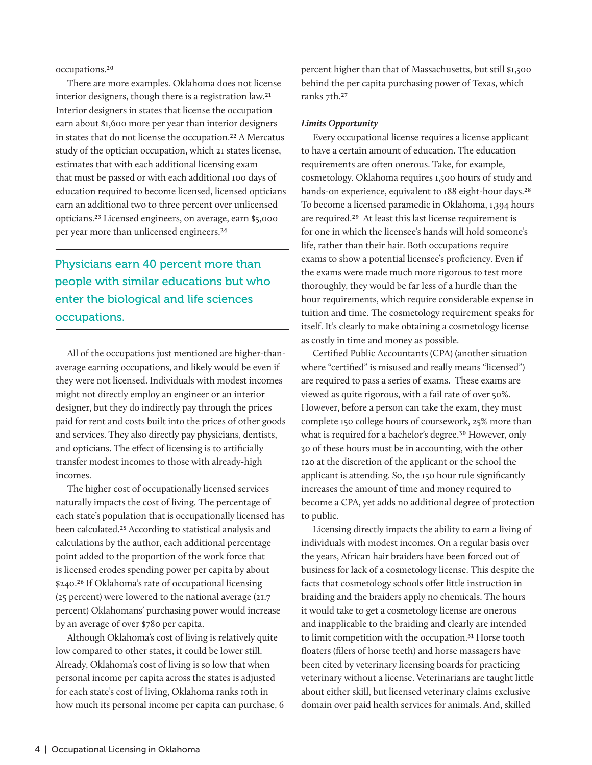occupations.[20]

There are more examples. Oklahoma does not license interior designers, though there is a registration law.[21] Interior designers in states that license the occupation earn about $1,600 more per year than interior designers in states that do not license the occupation.[22] A Mercatus study of the optician occupation, which 21 states license, estimates that with each additional licensing exam that must be passed or with each additional 100 days of education required to become licensed, licensed opticians earn an additional two to three percent over unlicensed opticians.[23] Licensed engineers, on average, earn $5,000 per year more than unlicensed engineers.[24]

> Physicians earn 40 percent more than people with similar educations but who enter the biological and life sciences occupations.

All of the occupations just mentioned are higher-than-average earning occupations, and likely would be even if they were not licensed. Individuals with modest incomes might not directly employ an engineer or an interior designer, but they do indirectly pay through the prices paid for rent and costs built into the prices of other goods and services. They also directly pay physicians, dentists, and opticians. The effect of licensing is to artificially transfer modest incomes to those with already-high incomes.

The higher cost of occupationally licensed services naturally impacts the cost of living. The percentage of each state's population that is occupationally licensed has been calculated.[25] According to statistical analysis and calculations by the author, each additional percentage point added to the proportion of the work force that is licensed erodes spending power per capita by about $240.[26] If Oklahoma's rate of occupational licensing (25 percent) were lowered to the national average (21.7 percent) Oklahomans' purchasing power would increase by an average of over $780 per capita.

Although Oklahoma's cost of living is relatively quite low compared to other states, it could be lower still. Already, Oklahoma's cost of living is so low that when personal income per capita across the states is adjusted for each state's cost of living, Oklahoma ranks 10th in how much its personal income per capita can purchase, 6 percent higher than that of Massachusetts, but still $1,500 behind the per capita purchasing power of Texas, which ranks 7th.[27]

***Limits Opportunity***

Every occupational license requires a license applicant to have a certain amount of education. The education requirements are often onerous. Take, for example, cosmetology. Oklahoma requires 1,500 hours of study and hands-on experience, equivalent to 188 eight-hour days.[28] To become a licensed paramedic in Oklahoma, 1,394 hours are required.[29] At least this last license requirement is for one in which the licensee's hands will hold someone's life, rather than their hair. Both occupations require exams to show a potential licensee's proficiency. Even if the exams were made much more rigorous to test more thoroughly, they would be far less of a hurdle than the hour requirements, which require considerable expense in tuition and time. The cosmetology requirement speaks for itself. It's clearly to make obtaining a cosmetology license as costly in time and money as possible.

Certified Public Accountants (CPA) (another situation where "certified" is misused and really means "licensed") are required to pass a series of exams. These exams are viewed as quite rigorous, with a fail rate of over 50%. However, before a person can take the exam, they must complete 150 college hours of coursework, 25% more than what is required for a bachelor's degree.[30] However, only 30 of these hours must be in accounting, with the other 120 at the discretion of the applicant or the school the applicant is attending. So, the 150 hour rule significantly increases the amount of time and money required to become a CPA, yet adds no additional degree of protection to public.

Licensing directly impacts the ability to earn a living of individuals with modest incomes. On a regular basis over the years, African hair braiders have been forced out of business for lack of a cosmetology license. This despite the facts that cosmetology schools offer little instruction in braiding and the braiders apply no chemicals. The hours it would take to get a cosmetology license are onerous and inapplicable to the braiding and clearly are intended to limit competition with the occupation.[31] Horse tooth floaters (filers of horse teeth) and horse massagers have been cited by veterinary licensing boards for practicing veterinary without a license. Veterinarians are taught little about either skill, but licensed veterinary claims exclusive domain over paid health services for animals. And, skilled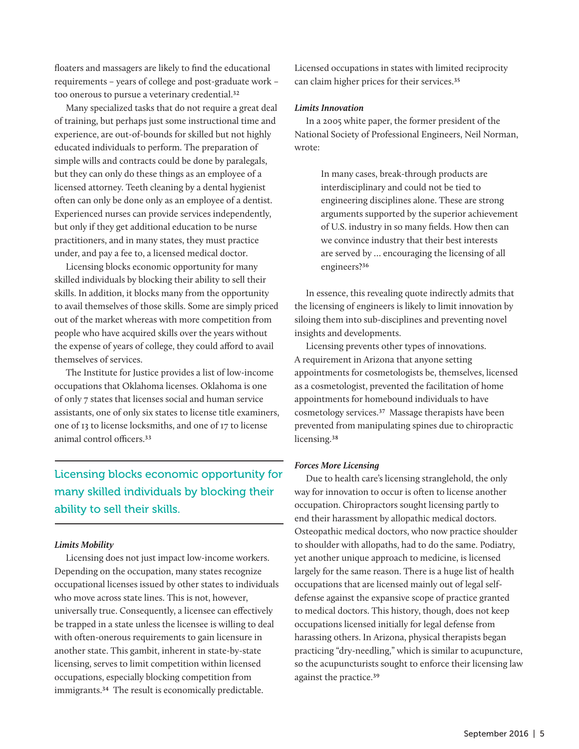floaters and massagers are likely to find the educational requirements – years of college and post-graduate work – too onerous to pursue a veterinary credential.[32]

Many specialized tasks that do not require a great deal of training, but perhaps just some instructional time and experience, are out-of-bounds for skilled but not highly educated individuals to perform. The preparation of simple wills and contracts could be done by paralegals, but they can only do these things as an employee of a licensed attorney. Teeth cleaning by a dental hygienist often can only be done only as an employee of a dentist. Experienced nurses can provide services independently, but only if they get additional education to be nurse practitioners, and in many states, they must practice under, and pay a fee to, a licensed medical doctor.

Licensing blocks economic opportunity for many skilled individuals by blocking their ability to sell their skills. In addition, it blocks many from the opportunity to avail themselves of those skills. Some are simply priced out of the market whereas with more competition from people who have acquired skills over the years without the expense of years of college, they could afford to avail themselves of services.

The Institute for Justice provides a list of low-income occupations that Oklahoma licenses. Oklahoma is one of only 7 states that licenses social and human service assistants, one of only six states to license title examiners, one of 13 to license locksmiths, and one of 17 to license animal control officers.[33]

> Licensing blocks economic opportunity for many skilled individuals by blocking their ability to sell their skills.

***Limits Mobility***

Licensing does not just impact low-income workers. Depending on the occupation, many states recognize occupational licenses issued by other states to individuals who move across state lines. This is not, however, universally true. Consequently, a licensee can effectively be trapped in a state unless the licensee is willing to deal with often-onerous requirements to gain licensure in another state. This gambit, inherent in state-by-state licensing, serves to limit competition within licensed occupations, especially blocking competition from immigrants.[34] The result is economically predictable. Licensed occupations in states with limited reciprocity can claim higher prices for their services.[35]

***Limits Innovation***

In a 2005 white paper, the former president of the National Society of Professional Engineers, Neil Norman, wrote:

> In many cases, break-through products are interdisciplinary and could not be tied to engineering disciplines alone. These are strong arguments supported by the superior achievement of U.S. industry in so many fields. How then can we convince industry that their best interests are served by … encouraging the licensing of all engineers?[36]

In essence, this revealing quote indirectly admits that the licensing of engineers is likely to limit innovation by siloing them into sub-disciplines and preventing novel insights and developments.

Licensing prevents other types of innovations. A requirement in Arizona that anyone setting appointments for cosmetologists be, themselves, licensed as a cosmetologist, prevented the facilitation of home appointments for homebound individuals to have cosmetology services.[37] Massage therapists have been prevented from manipulating spines due to chiropractic licensing.[38]

***Forces More Licensing***

Due to health care's licensing stranglehold, the only way for innovation to occur is often to license another occupation. Chiropractors sought licensing partly to end their harassment by allopathic medical doctors. Osteopathic medical doctors, who now practice shoulder to shoulder with allopaths, had to do the same. Podiatry, yet another unique approach to medicine, is licensed largely for the same reason. There is a huge list of health occupations that are licensed mainly out of legal self-defense against the expansive scope of practice granted to medical doctors. This history, though, does not keep occupations licensed initially for legal defense from harassing others. In Arizona, physical therapists began practicing "dry-needling," which is similar to acupuncture, so the acupuncturists sought to enforce their licensing law against the practice.[39]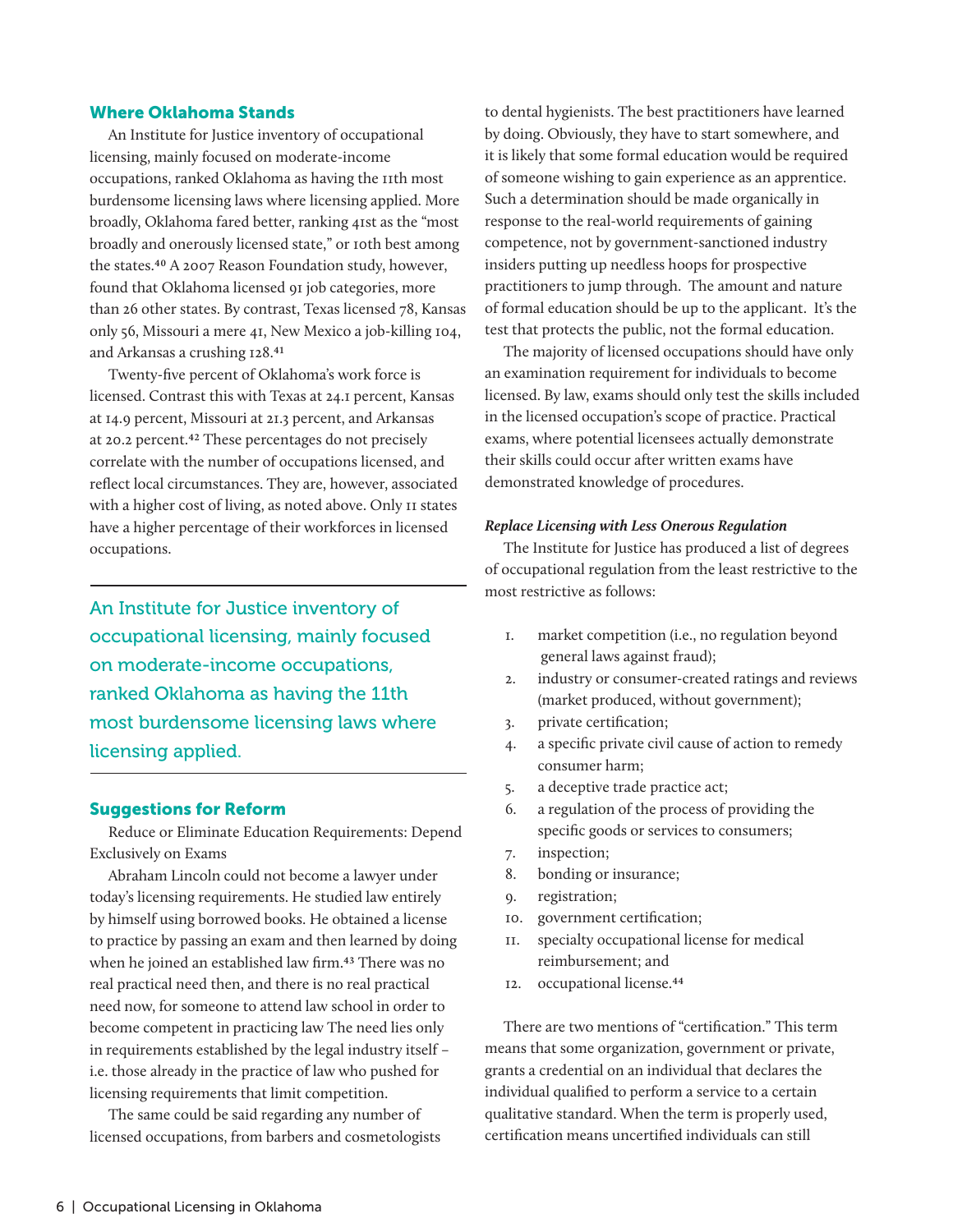## Where Oklahoma Stands

An Institute for Justice inventory of occupational licensing, mainly focused on moderate-income occupations, ranked Oklahoma as having the 11th most burdensome licensing laws where licensing applied. More broadly, Oklahoma fared better, ranking 41st as the "most broadly and onerously licensed state," or 10th best among the states.[40] A 2007 Reason Foundation study, however, found that Oklahoma licensed 91 job categories, more than 26 other states. By contrast, Texas licensed 78, Kansas only 56, Missouri a mere 41, New Mexico a job-killing 104, and Arkansas a crushing 128.[41]

Twenty-five percent of Oklahoma's work force is licensed. Contrast this with Texas at 24.1 percent, Kansas at 14.9 percent, Missouri at 21.3 percent, and Arkansas at 20.2 percent.[42] These percentages do not precisely correlate with the number of occupations licensed, and reflect local circumstances. They are, however, associated with a higher cost of living, as noted above. Only 11 states have a higher percentage of their workforces in licensed occupations.

> An Institute for Justice inventory of occupational licensing, mainly focused on moderate-income occupations, ranked Oklahoma as having the 11th most burdensome licensing laws where licensing applied.

## Suggestions for Reform

Reduce or Eliminate Education Requirements: Depend Exclusively on Exams

Abraham Lincoln could not become a lawyer under today's licensing requirements. He studied law entirely by himself using borrowed books. He obtained a license to practice by passing an exam and then learned by doing when he joined an established law firm.[43] There was no real practical need then, and there is no real practical need now, for someone to attend law school in order to become competent in practicing law The need lies only in requirements established by the legal industry itself – i.e. those already in the practice of law who pushed for licensing requirements that limit competition.

The same could be said regarding any number of licensed occupations, from barbers and cosmetologists to dental hygienists. The best practitioners have learned by doing. Obviously, they have to start somewhere, and it is likely that some formal education would be required of someone wishing to gain experience as an apprentice. Such a determination should be made organically in response to the real-world requirements of gaining competence, not by government-sanctioned industry insiders putting up needless hoops for prospective practitioners to jump through. The amount and nature of formal education should be up to the applicant. It's the test that protects the public, not the formal education.

The majority of licensed occupations should have only an examination requirement for individuals to become licensed. By law, exams should only test the skills included in the licensed occupation's scope of practice. Practical exams, where potential licensees actually demonstrate their skills could occur after written exams have demonstrated knowledge of procedures.

***Replace Licensing with Less Onerous Regulation***

The Institute for Justice has produced a list of degrees of occupational regulation from the least restrictive to the most restrictive as follows:

1. market competition (i.e., no regulation beyond general laws against fraud);
2. industry or consumer-created ratings and reviews (market produced, without government);
3. private certification;
4. a specific private civil cause of action to remedy consumer harm;
5. a deceptive trade practice act;
6. a regulation of the process of providing the specific goods or services to consumers;
7. inspection;
8. bonding or insurance;
9. registration;
10. government certification;
11. specialty occupational license for medical reimbursement; and
12. occupational license.[44]

There are two mentions of "certification." This term means that some organization, government or private, grants a credential on an individual that declares the individual qualified to perform a service to a certain qualitative standard. When the term is properly used, certification means uncertified individuals can still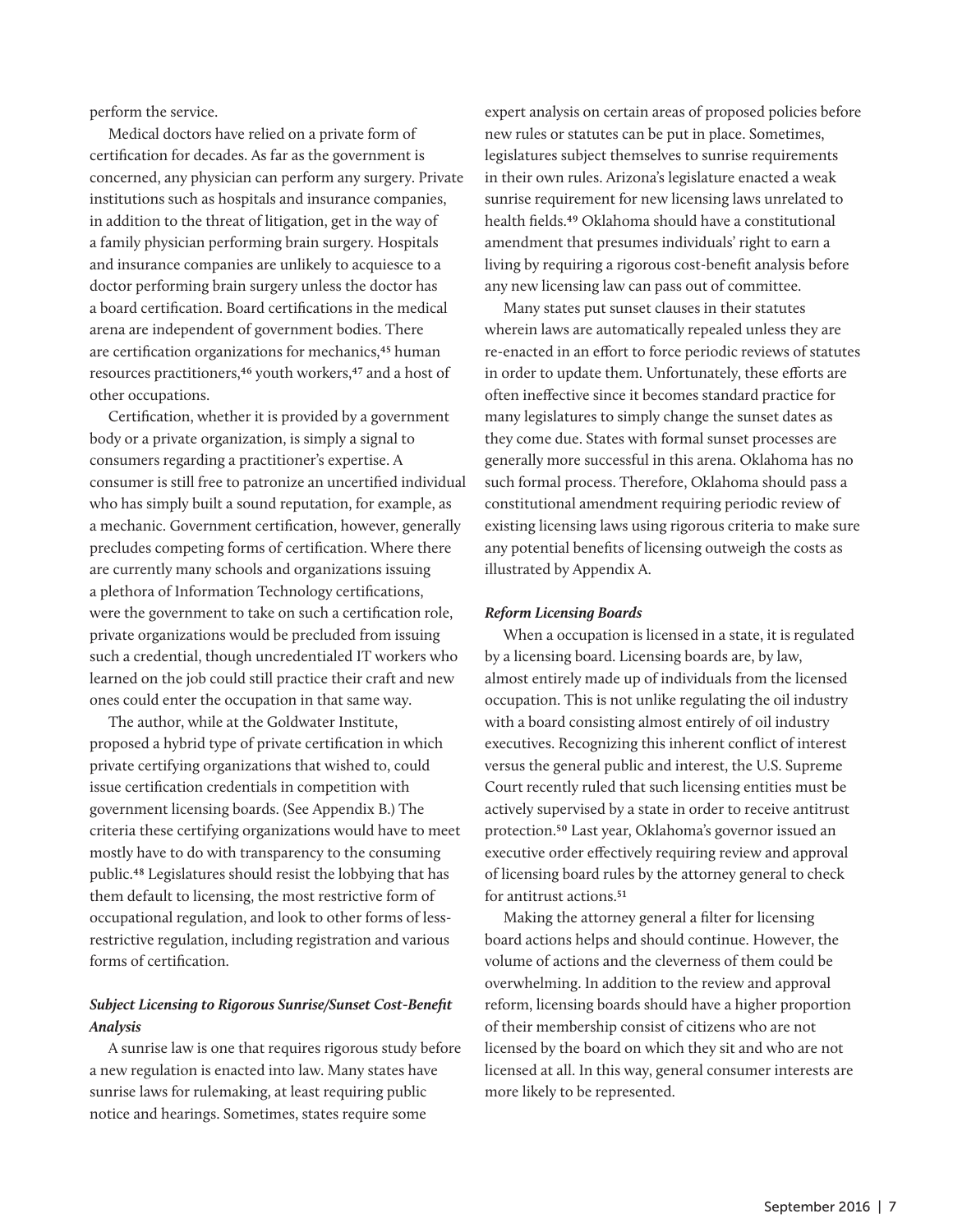perform the service.

Medical doctors have relied on a private form of certification for decades. As far as the government is concerned, any physician can perform any surgery. Private institutions such as hospitals and insurance companies, in addition to the threat of litigation, get in the way of a family physician performing brain surgery. Hospitals and insurance companies are unlikely to acquiesce to a doctor performing brain surgery unless the doctor has a board certification. Board certifications in the medical arena are independent of government bodies. There are certification organizations for mechanics,[45] human resources practitioners,[46] youth workers,[47] and a host of other occupations.

Certification, whether it is provided by a government body or a private organization, is simply a signal to consumers regarding a practitioner's expertise. A consumer is still free to patronize an uncertified individual who has simply built a sound reputation, for example, as a mechanic. Government certification, however, generally precludes competing forms of certification. Where there are currently many schools and organizations issuing a plethora of Information Technology certifications, were the government to take on such a certification role, private organizations would be precluded from issuing such a credential, though uncredentialed IT workers who learned on the job could still practice their craft and new ones could enter the occupation in that same way.

The author, while at the Goldwater Institute, proposed a hybrid type of private certification in which private certifying organizations that wished to, could issue certification credentials in competition with government licensing boards. (See Appendix B.) The criteria these certifying organizations would have to meet mostly have to do with transparency to the consuming public.[48] Legislatures should resist the lobbying that has them default to licensing, the most restrictive form of occupational regulation, and look to other forms of less-restrictive regulation, including registration and various forms of certification.

### *Subject Licensing to Rigorous Sunrise/Sunset Cost-Benefit Analysis*

A sunrise law is one that requires rigorous study before a new regulation is enacted into law. Many states have sunrise laws for rulemaking, at least requiring public notice and hearings. Sometimes, states require some expert analysis on certain areas of proposed policies before new rules or statutes can be put in place. Sometimes, legislatures subject themselves to sunrise requirements in their own rules. Arizona's legislature enacted a weak sunrise requirement for new licensing laws unrelated to health fields.[49] Oklahoma should have a constitutional amendment that presumes individuals' right to earn a living by requiring a rigorous cost-benefit analysis before any new licensing law can pass out of committee.

Many states put sunset clauses in their statutes wherein laws are automatically repealed unless they are re-enacted in an effort to force periodic reviews of statutes in order to update them. Unfortunately, these efforts are often ineffective since it becomes standard practice for many legislatures to simply change the sunset dates as they come due. States with formal sunset processes are generally more successful in this arena. Oklahoma has no such formal process. Therefore, Oklahoma should pass a constitutional amendment requiring periodic review of existing licensing laws using rigorous criteria to make sure any potential benefits of licensing outweigh the costs as illustrated by Appendix A.

### *Reform Licensing Boards*

When a occupation is licensed in a state, it is regulated by a licensing board. Licensing boards are, by law, almost entirely made up of individuals from the licensed occupation. This is not unlike regulating the oil industry with a board consisting almost entirely of oil industry executives. Recognizing this inherent conflict of interest versus the general public and interest, the U.S. Supreme Court recently ruled that such licensing entities must be actively supervised by a state in order to receive antitrust protection.[50] Last year, Oklahoma's governor issued an executive order effectively requiring review and approval of licensing board rules by the attorney general to check for antitrust actions.[51]

Making the attorney general a filter for licensing board actions helps and should continue. However, the volume of actions and the cleverness of them could be overwhelming. In addition to the review and approval reform, licensing boards should have a higher proportion of their membership consist of citizens who are not licensed by the board on which they sit and who are not licensed at all. In this way, general consumer interests are more likely to be represented.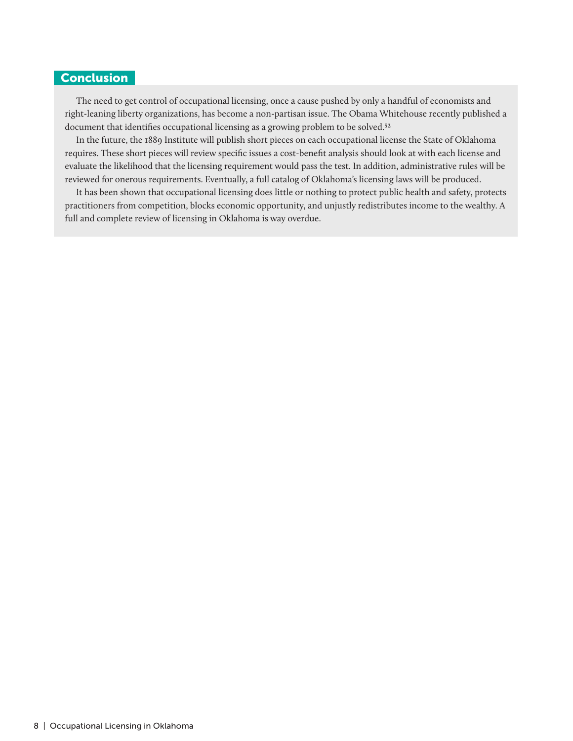## Conclusion

The need to get control of occupational licensing, once a cause pushed by only a handful of economists and right-leaning liberty organizations, has become a non-partisan issue. The Obama Whitehouse recently published a document that identifies occupational licensing as a growing problem to be solved.[52]

In the future, the 1889 Institute will publish short pieces on each occupational license the State of Oklahoma requires. These short pieces will review specific issues a cost-benefit analysis should look at with each license and evaluate the likelihood that the licensing requirement would pass the test. In addition, administrative rules will be reviewed for onerous requirements. Eventually, a full catalog of Oklahoma's licensing laws will be produced.

It has been shown that occupational licensing does little or nothing to protect public health and safety, protects practitioners from competition, blocks economic opportunity, and unjustly redistributes income to the wealthy. A full and complete review of licensing in Oklahoma is way overdue.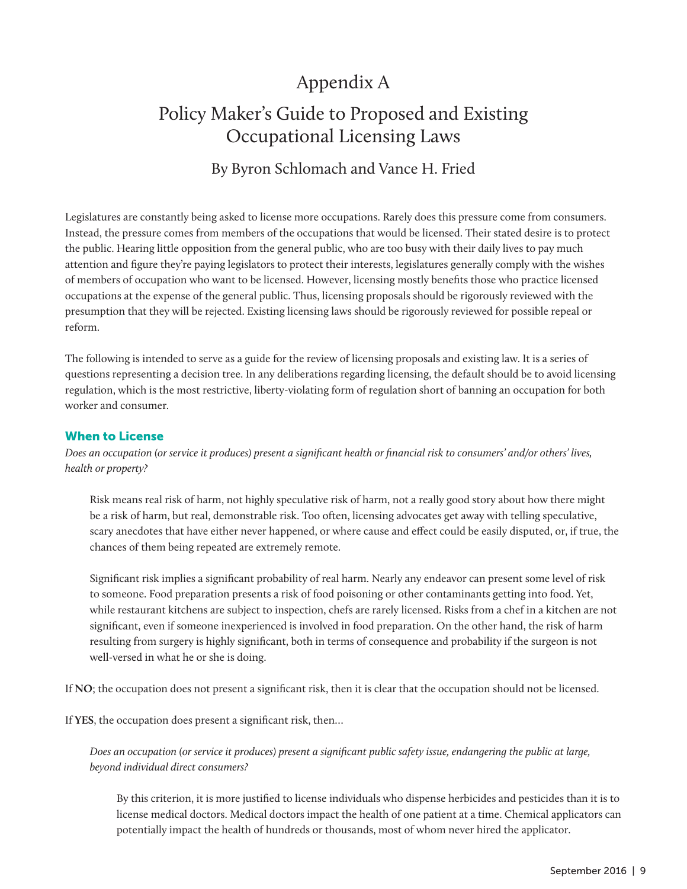# Appendix A

## Policy Maker's Guide to Proposed and Existing Occupational Licensing Laws

### By Byron Schlomach and Vance H. Fried

Legislatures are constantly being asked to license more occupations. Rarely does this pressure come from consumers. Instead, the pressure comes from members of the occupations that would be licensed. Their stated desire is to protect the public. Hearing little opposition from the general public, who are too busy with their daily lives to pay much attention and figure they're paying legislators to protect their interests, legislatures generally comply with the wishes of members of occupation who want to be licensed. However, licensing mostly benefits those who practice licensed occupations at the expense of the general public. Thus, licensing proposals should be rigorously reviewed with the presumption that they will be rejected. Existing licensing laws should be rigorously reviewed for possible repeal or reform.

The following is intended to serve as a guide for the review of licensing proposals and existing law. It is a series of questions representing a decision tree. In any deliberations regarding licensing, the default should be to avoid licensing regulation, which is the most restrictive, liberty-violating form of regulation short of banning an occupation for both worker and consumer.

### When to License

*Does an occupation (or service it produces) present a significant health or financial risk to consumers' and/or others' lives, health or property?*

> Risk means real risk of harm, not highly speculative risk of harm, not a really good story about how there might be a risk of harm, but real, demonstrable risk. Too often, licensing advocates get away with telling speculative, scary anecdotes that have either never happened, or where cause and effect could be easily disputed, or, if true, the chances of them being repeated are extremely remote.
>
> Significant risk implies a significant probability of real harm. Nearly any endeavor can present some level of risk to someone. Food preparation presents a risk of food poisoning or other contaminants getting into food. Yet, while restaurant kitchens are subject to inspection, chefs are rarely licensed. Risks from a chef in a kitchen are not significant, even if someone inexperienced is involved in food preparation. On the other hand, the risk of harm resulting from surgery is highly significant, both in terms of consequence and probability if the surgeon is not well-versed in what he or she is doing.

If **NO**; the occupation does not present a significant risk, then it is clear that the occupation should not be licensed.

If **YES**, the occupation does present a significant risk, then…

> *Does an occupation (or service it produces) present a significant public safety issue, endangering the public at large, beyond individual direct consumers?*
>
> > By this criterion, it is more justified to license individuals who dispense herbicides and pesticides than it is to license medical doctors. Medical doctors impact the health of one patient at a time. Chemical applicators can potentially impact the health of hundreds or thousands, most of whom never hired the applicator.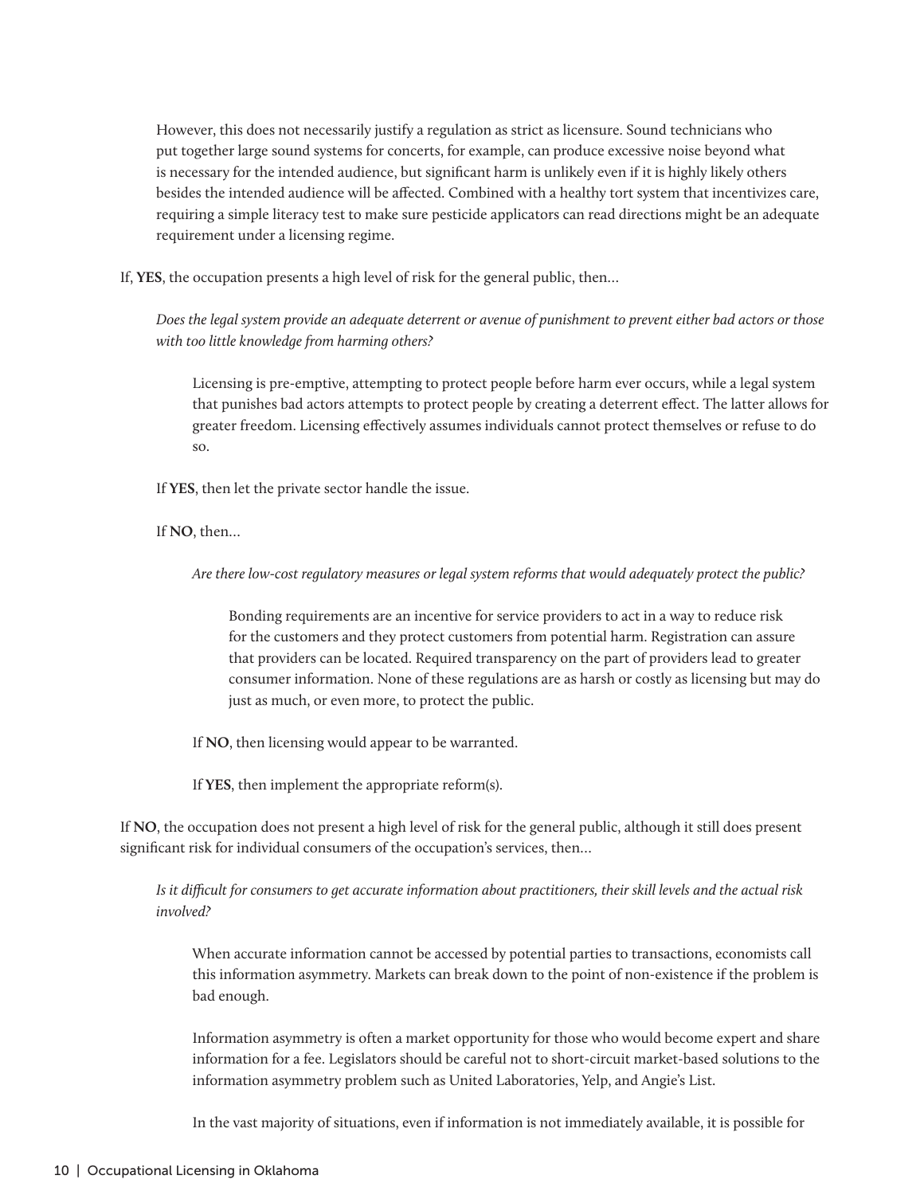However, this does not necessarily justify a regulation as strict as licensure. Sound technicians who put together large sound systems for concerts, for example, can produce excessive noise beyond what is necessary for the intended audience, but significant harm is unlikely even if it is highly likely others besides the intended audience will be affected. Combined with a healthy tort system that incentivizes care, requiring a simple literacy test to make sure pesticide applicators can read directions might be an adequate requirement under a licensing regime.

If, **YES**, the occupation presents a high level of risk for the general public, then…

*Does the legal system provide an adequate deterrent or avenue of punishment to prevent either bad actors or those with too little knowledge from harming others?*

Licensing is pre-emptive, attempting to protect people before harm ever occurs, while a legal system that punishes bad actors attempts to protect people by creating a deterrent effect. The latter allows for greater freedom. Licensing effectively assumes individuals cannot protect themselves or refuse to do so.

If **YES**, then let the private sector handle the issue.

If **NO**, then…

*Are there low-cost regulatory measures or legal system reforms that would adequately protect the public?*

Bonding requirements are an incentive for service providers to act in a way to reduce risk for the customers and they protect customers from potential harm. Registration can assure that providers can be located. Required transparency on the part of providers lead to greater consumer information. None of these regulations are as harsh or costly as licensing but may do just as much, or even more, to protect the public.

If **NO**, then licensing would appear to be warranted.

If **YES**, then implement the appropriate reform(s).

If **NO**, the occupation does not present a high level of risk for the general public, although it still does present significant risk for individual consumers of the occupation's services, then…

*Is it difficult for consumers to get accurate information about practitioners, their skill levels and the actual risk involved?*

When accurate information cannot be accessed by potential parties to transactions, economists call this information asymmetry. Markets can break down to the point of non-existence if the problem is bad enough.

Information asymmetry is often a market opportunity for those who would become expert and share information for a fee. Legislators should be careful not to short-circuit market-based solutions to the information asymmetry problem such as United Laboratories, Yelp, and Angie's List.

In the vast majority of situations, even if information is not immediately available, it is possible for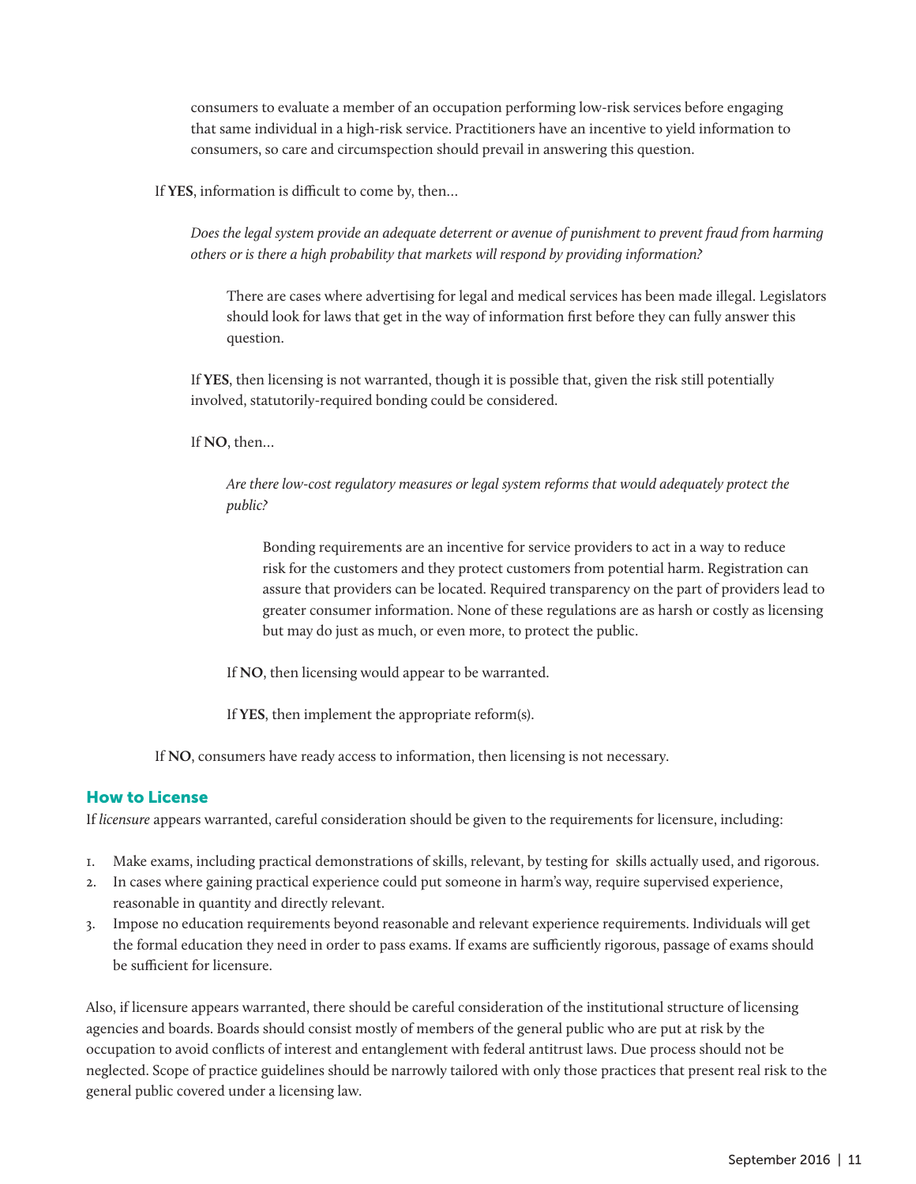consumers to evaluate a member of an occupation performing low-risk services before engaging that same individual in a high-risk service. Practitioners have an incentive to yield information to consumers, so care and circumspection should prevail in answering this question.

If **YES**, information is difficult to come by, then…

*Does the legal system provide an adequate deterrent or avenue of punishment to prevent fraud from harming others or is there a high probability that markets will respond by providing information?*

There are cases where advertising for legal and medical services has been made illegal. Legislators should look for laws that get in the way of information first before they can fully answer this question.

If **YES**, then licensing is not warranted, though it is possible that, given the risk still potentially involved, statutorily-required bonding could be considered.

If **NO**, then…

*Are there low-cost regulatory measures or legal system reforms that would adequately protect the public?*

Bonding requirements are an incentive for service providers to act in a way to reduce risk for the customers and they protect customers from potential harm. Registration can assure that providers can be located. Required transparency on the part of providers lead to greater consumer information. None of these regulations are as harsh or costly as licensing but may do just as much, or even more, to protect the public.

If **NO**, then licensing would appear to be warranted.

If **YES**, then implement the appropriate reform(s).

If **NO**, consumers have ready access to information, then licensing is not necessary.

## How to License

If *licensure* appears warranted, careful consideration should be given to the requirements for licensure, including:

1. Make exams, including practical demonstrations of skills, relevant, by testing for skills actually used, and rigorous.
2. In cases where gaining practical experience could put someone in harm's way, require supervised experience, reasonable in quantity and directly relevant.
3. Impose no education requirements beyond reasonable and relevant experience requirements. Individuals will get the formal education they need in order to pass exams. If exams are sufficiently rigorous, passage of exams should be sufficient for licensure.

Also, if licensure appears warranted, there should be careful consideration of the institutional structure of licensing agencies and boards. Boards should consist mostly of members of the general public who are put at risk by the occupation to avoid conflicts of interest and entanglement with federal antitrust laws. Due process should not be neglected. Scope of practice guidelines should be narrowly tailored with only those practices that present real risk to the general public covered under a licensing law.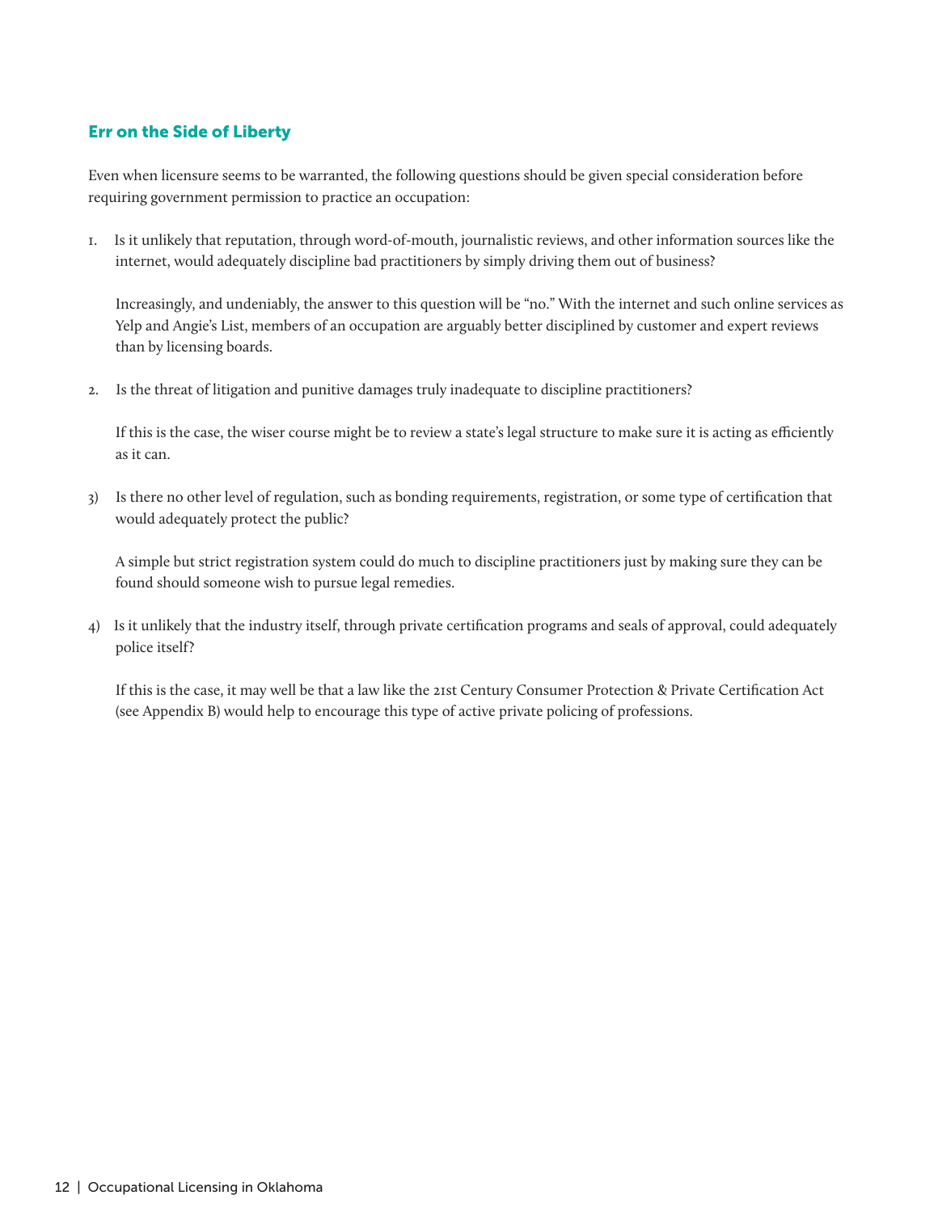## Err on the Side of Liberty

Even when licensure seems to be warranted, the following questions should be given special consideration before requiring government permission to practice an occupation:

1. Is it unlikely that reputation, through word-of-mouth, journalistic reviews, and other information sources like the internet, would adequately discipline bad practitioners by simply driving them out of business?

   Increasingly, and undeniably, the answer to this question will be "no." With the internet and such online services as Yelp and Angie's List, members of an occupation are arguably better disciplined by customer and expert reviews than by licensing boards.

2. Is the threat of litigation and punitive damages truly inadequate to discipline practitioners?

   If this is the case, the wiser course might be to review a state's legal structure to make sure it is acting as efficiently as it can.

3) Is there no other level of regulation, such as bonding requirements, registration, or some type of certification that would adequately protect the public?

   A simple but strict registration system could do much to discipline practitioners just by making sure they can be found should someone wish to pursue legal remedies.

4) Is it unlikely that the industry itself, through private certification programs and seals of approval, could adequately police itself?

   If this is the case, it may well be that a law like the 21st Century Consumer Protection & Private Certification Act (see Appendix B) would help to encourage this type of active private policing of professions.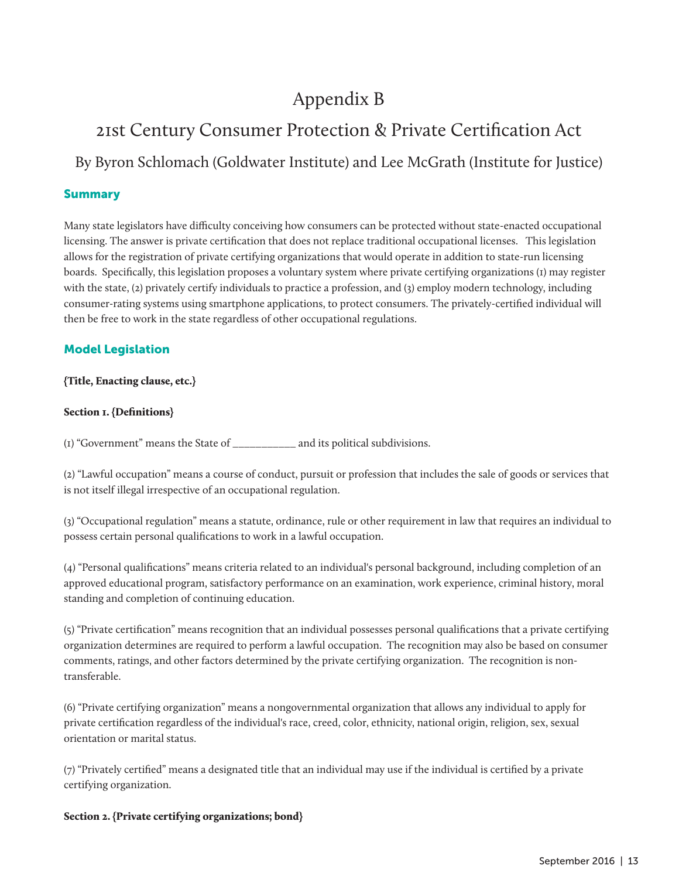# Appendix B

## 21st Century Consumer Protection & Private Certification Act

### By Byron Schlomach (Goldwater Institute) and Lee McGrath (Institute for Justice)

## Summary

Many state legislators have difficulty conceiving how consumers can be protected without state-enacted occupational licensing. The answer is private certification that does not replace traditional occupational licenses. This legislation allows for the registration of private certifying organizations that would operate in addition to state-run licensing boards. Specifically, this legislation proposes a voluntary system where private certifying organizations (1) may register with the state, (2) privately certify individuals to practice a profession, and (3) employ modern technology, including consumer-rating systems using smartphone applications, to protect consumers. The privately-certified individual will then be free to work in the state regardless of other occupational regulations.

## Model Legislation

**{Title, Enacting clause, etc.}**

**Section 1. {Definitions}**

(1) "Government" means the State of ___________ and its political subdivisions.

(2) "Lawful occupation" means a course of conduct, pursuit or profession that includes the sale of goods or services that is not itself illegal irrespective of an occupational regulation.

(3) "Occupational regulation" means a statute, ordinance, rule or other requirement in law that requires an individual to possess certain personal qualifications to work in a lawful occupation.

(4) "Personal qualifications" means criteria related to an individual's personal background, including completion of an approved educational program, satisfactory performance on an examination, work experience, criminal history, moral standing and completion of continuing education.

(5) "Private certification" means recognition that an individual possesses personal qualifications that a private certifying organization determines are required to perform a lawful occupation. The recognition may also be based on consumer comments, ratings, and other factors determined by the private certifying organization. The recognition is non-transferable.

(6) "Private certifying organization" means a nongovernmental organization that allows any individual to apply for private certification regardless of the individual's race, creed, color, ethnicity, national origin, religion, sex, sexual orientation or marital status.

(7) "Privately certified" means a designated title that an individual may use if the individual is certified by a private certifying organization.

**Section 2. {Private certifying organizations; bond}**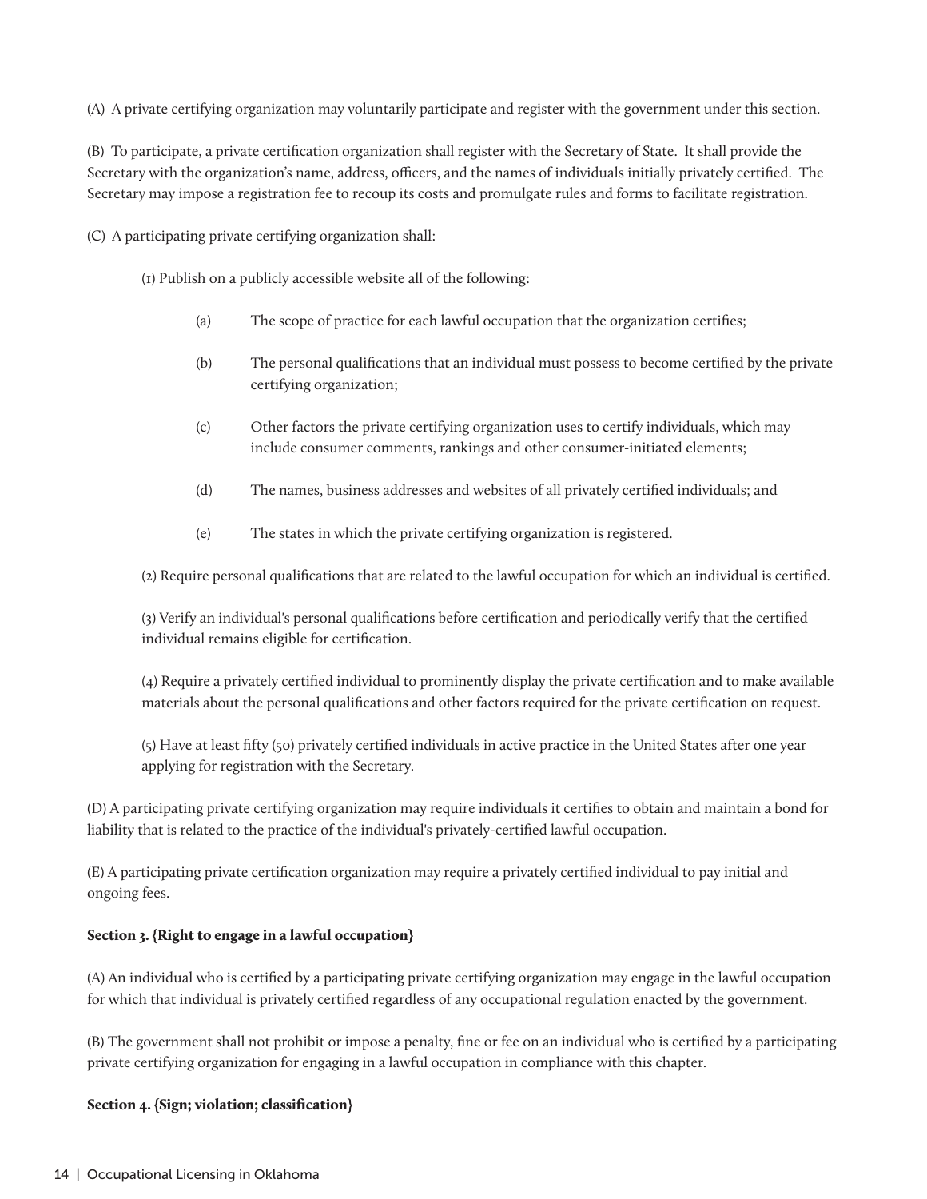(A) A private certifying organization may voluntarily participate and register with the government under this section.

(B) To participate, a private certification organization shall register with the Secretary of State. It shall provide the Secretary with the organization's name, address, officers, and the names of individuals initially privately certified. The Secretary may impose a registration fee to recoup its costs and promulgate rules and forms to facilitate registration.

(C) A participating private certifying organization shall:

(1) Publish on a publicly accessible website all of the following:

(a) The scope of practice for each lawful occupation that the organization certifies;

(b) The personal qualifications that an individual must possess to become certified by the private certifying organization;

(c) Other factors the private certifying organization uses to certify individuals, which may include consumer comments, rankings and other consumer-initiated elements;

(d) The names, business addresses and websites of all privately certified individuals; and

(e) The states in which the private certifying organization is registered.

(2) Require personal qualifications that are related to the lawful occupation for which an individual is certified.

(3) Verify an individual's personal qualifications before certification and periodically verify that the certified individual remains eligible for certification.

(4) Require a privately certified individual to prominently display the private certification and to make available materials about the personal qualifications and other factors required for the private certification on request.

(5) Have at least fifty (50) privately certified individuals in active practice in the United States after one year applying for registration with the Secretary.

(D) A participating private certifying organization may require individuals it certifies to obtain and maintain a bond for liability that is related to the practice of the individual's privately-certified lawful occupation.

(E) A participating private certification organization may require a privately certified individual to pay initial and ongoing fees.

**Section 3. {Right to engage in a lawful occupation}**

(A) An individual who is certified by a participating private certifying organization may engage in the lawful occupation for which that individual is privately certified regardless of any occupational regulation enacted by the government.

(B) The government shall not prohibit or impose a penalty, fine or fee on an individual who is certified by a participating private certifying organization for engaging in a lawful occupation in compliance with this chapter.

**Section 4. {Sign; violation; classification}**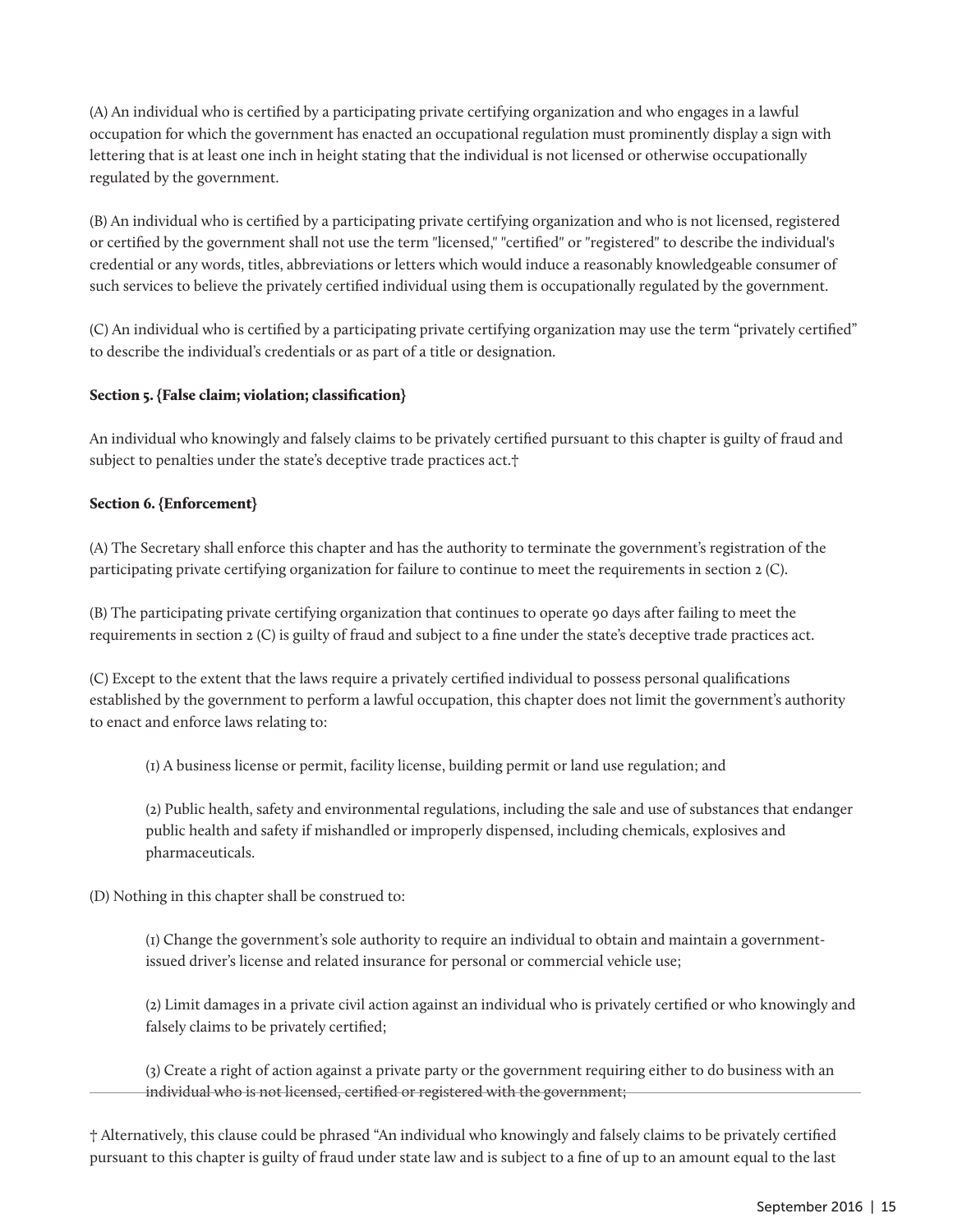(A) An individual who is certified by a participating private certifying organization and who engages in a lawful occupation for which the government has enacted an occupational regulation must prominently display a sign with lettering that is at least one inch in height stating that the individual is not licensed or otherwise occupationally regulated by the government.

(B) An individual who is certified by a participating private certifying organization and who is not licensed, registered or certified by the government shall not use the term "licensed," "certified" or "registered" to describe the individual's credential or any words, titles, abbreviations or letters which would induce a reasonably knowledgeable consumer of such services to believe the privately certified individual using them is occupationally regulated by the government.

(C) An individual who is certified by a participating private certifying organization may use the term "privately certified" to describe the individual's credentials or as part of a title or designation.

**Section 5. {False claim; violation; classification}**

An individual who knowingly and falsely claims to be privately certified pursuant to this chapter is guilty of fraud and subject to penalties under the state's deceptive trade practices act.†

**Section 6. {Enforcement}**

(A) The Secretary shall enforce this chapter and has the authority to terminate the government's registration of the participating private certifying organization for failure to continue to meet the requirements in section 2 (C).

(B) The participating private certifying organization that continues to operate 90 days after failing to meet the requirements in section 2 (C) is guilty of fraud and subject to a fine under the state's deceptive trade practices act.

(C) Except to the extent that the laws require a privately certified individual to possess personal qualifications established by the government to perform a lawful occupation, this chapter does not limit the government's authority to enact and enforce laws relating to:

> (1) A business license or permit, facility license, building permit or land use regulation; and
>
> (2) Public health, safety and environmental regulations, including the sale and use of substances that endanger public health and safety if mishandled or improperly dispensed, including chemicals, explosives and pharmaceuticals.

(D) Nothing in this chapter shall be construed to:

> (1) Change the government's sole authority to require an individual to obtain and maintain a government-issued driver's license and related insurance for personal or commercial vehicle use;
>
> (2) Limit damages in a private civil action against an individual who is privately certified or who knowingly and falsely claims to be privately certified;
>
> (3) Create a right of action against a private party or the government requiring either to do business with an individual who is not licensed, certified or registered with the government;

---

† Alternatively, this clause could be phrased "An individual who knowingly and falsely claims to be privately certified pursuant to this chapter is guilty of fraud under state law and is subject to a fine of up to an amount equal to the last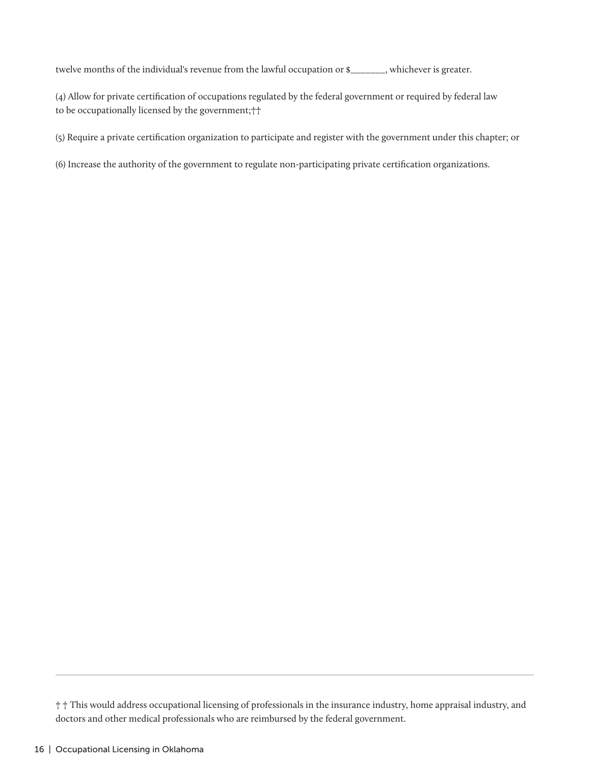twelve months of the individual's revenue from the lawful occupation or $_______, whichever is greater.

(4) Allow for private certification of occupations regulated by the federal government or required by federal law to be occupationally licensed by the government;††

(5) Require a private certification organization to participate and register with the government under this chapter; or

(6) Increase the authority of the government to regulate non-participating private certification organizations.

---

† † This would address occupational licensing of professionals in the insurance industry, home appraisal industry, and doctors and other medical professionals who are reimbursed by the federal government.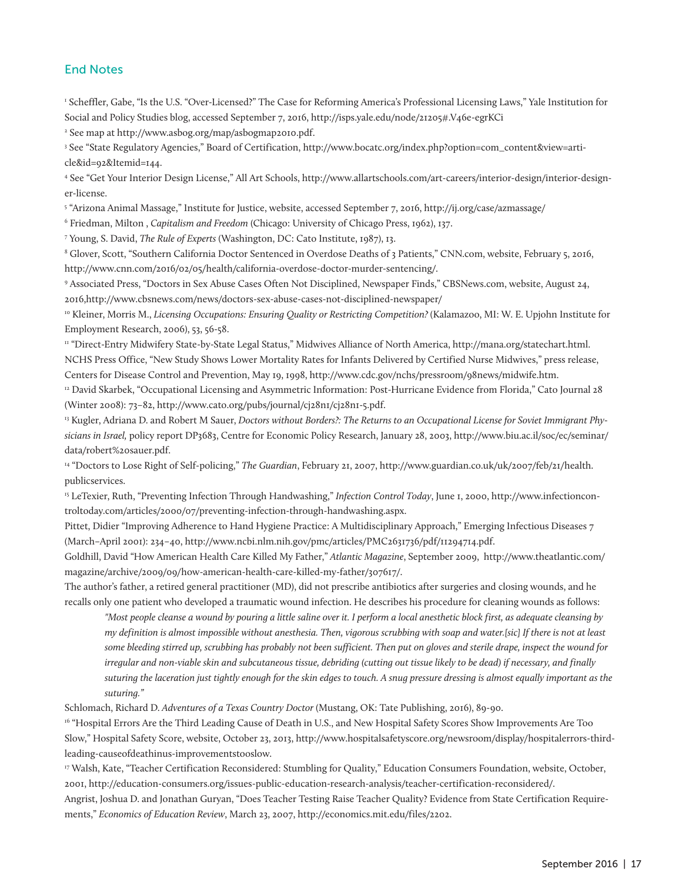## End Notes

[1] Scheffler, Gabe, "Is the U.S. "Over-Licensed?" The Case for Reforming America's Professional Licensing Laws," Yale Institution for Social and Policy Studies blog, accessed September 7, 2016, http://isps.yale.edu/node/21205#.V46e-egrKCi

[2] See map at http://www.asbog.org/map/asbogmap2010.pdf.

[3] See "State Regulatory Agencies," Board of Certification, http://www.bocatc.org/index.php?option=com_content&view=article&id=92&Itemid=144.

[4] See "Get Your Interior Design License," All Art Schools, http://www.allartschools.com/art-careers/interior-design/interior-designer-license.

[5] "Arizona Animal Massage," Institute for Justice, website, accessed September 7, 2016, http://ij.org/case/azmassage/

[6] Friedman, Milton , *Capitalism and Freedom* (Chicago: University of Chicago Press, 1962), 137.

[7] Young, S. David, *The Rule of Experts* (Washington, DC: Cato Institute, 1987), 13.

[8] Glover, Scott, "Southern California Doctor Sentenced in Overdose Deaths of 3 Patients," CNN.com, website, February 5, 2016, http://www.cnn.com/2016/02/05/health/california-overdose-doctor-murder-sentencing/.

[9] Associated Press, "Doctors in Sex Abuse Cases Often Not Disciplined, Newspaper Finds," CBSNews.com, website, August 24, 2016,http://www.cbsnews.com/news/doctors-sex-abuse-cases-not-disciplined-newspaper/

[10] Kleiner, Morris M., *Licensing Occupations: Ensuring Quality or Restricting Competition?* (Kalamazoo, MI: W. E. Upjohn Institute for Employment Research, 2006), 53, 56-58.

[11] "Direct-Entry Midwifery State-by-State Legal Status," Midwives Alliance of North America, http://mana.org/statechart.html. NCHS Press Office, "New Study Shows Lower Mortality Rates for Infants Delivered by Certified Nurse Midwives," press release, Centers for Disease Control and Prevention, May 19, 1998, http://www.cdc.gov/nchs/pressroom/98news/midwife.htm.

[12] David Skarbek, "Occupational Licensing and Asymmetric Information: Post-Hurricane Evidence from Florida," Cato Journal 28 (Winter 2008): 73–82, http://www.cato.org/pubs/journal/cj28n1/cj28n1-5.pdf.

[13] Kugler, Adriana D. and Robert M Sauer, *Doctors without Borders?: The Returns to an Occupational License for Soviet Immigrant Physicians in Israel,* policy report DP3683, Centre for Economic Policy Research, January 28, 2003, http://www.biu.ac.il/soc/ec/seminar/data/robert%20sauer.pdf.

[14] "Doctors to Lose Right of Self-policing," *The Guardian*, February 21, 2007, http://www.guardian.co.uk/uk/2007/feb/21/health.publicservices.

[15] LeTexier, Ruth, "Preventing Infection Through Handwashing," *Infection Control Today*, June 1, 2000, http://www.infectioncontroltoday.com/articles/2000/07/preventing-infection-through-handwashing.aspx.

Pittet, Didier "Improving Adherence to Hand Hygiene Practice: A Multidisciplinary Approach," Emerging Infectious Diseases 7 (March–April 2001): 234–40, http://www.ncbi.nlm.nih.gov/pmc/articles/PMC2631736/pdf/11294714.pdf.

Goldhill, David "How American Health Care Killed My Father," *Atlantic Magazine*, September 2009, http://www.theatlantic.com/magazine/archive/2009/09/how-american-health-care-killed-my-father/307617/.

The author's father, a retired general practitioner (MD), did not prescribe antibiotics after surgeries and closing wounds, and he recalls only one patient who developed a traumatic wound infection. He describes his procedure for cleaning wounds as follows:

> *"Most people cleanse a wound by pouring a little saline over it. I perform a local anesthetic block first, as adequate cleansing by my definition is almost impossible without anesthesia. Then, vigorous scrubbing with soap and water.[sic] If there is not at least some bleeding stirred up, scrubbing has probably not been sufficient. Then put on gloves and sterile drape, inspect the wound for irregular and non-viable skin and subcutaneous tissue, debriding (cutting out tissue likely to be dead) if necessary, and finally suturing the laceration just tightly enough for the skin edges to touch. A snug pressure dressing is almost equally important as the suturing."*

Schlomach, Richard D. *Adventures of a Texas Country Doctor* (Mustang, OK: Tate Publishing, 2016), 89-90.

[16] "Hospital Errors Are the Third Leading Cause of Death in U.S., and New Hospital Safety Scores Show Improvements Are Too Slow," Hospital Safety Score, website, October 23, 2013, http://www.hospitalsafetyscore.org/newsroom/display/hospitalerrors-thirdleading-causeofdeathinus-improvementstooslow.

[17] Walsh, Kate, "Teacher Certification Reconsidered: Stumbling for Quality," Education Consumers Foundation, website, October, 2001, http://education-consumers.org/issues-public-education-research-analysis/teacher-certification-reconsidered/.

Angrist, Joshua D. and Jonathan Guryan, "Does Teacher Testing Raise Teacher Quality? Evidence from State Certification Requirements," *Economics of Education Review*, March 23, 2007, http://economics.mit.edu/files/2202.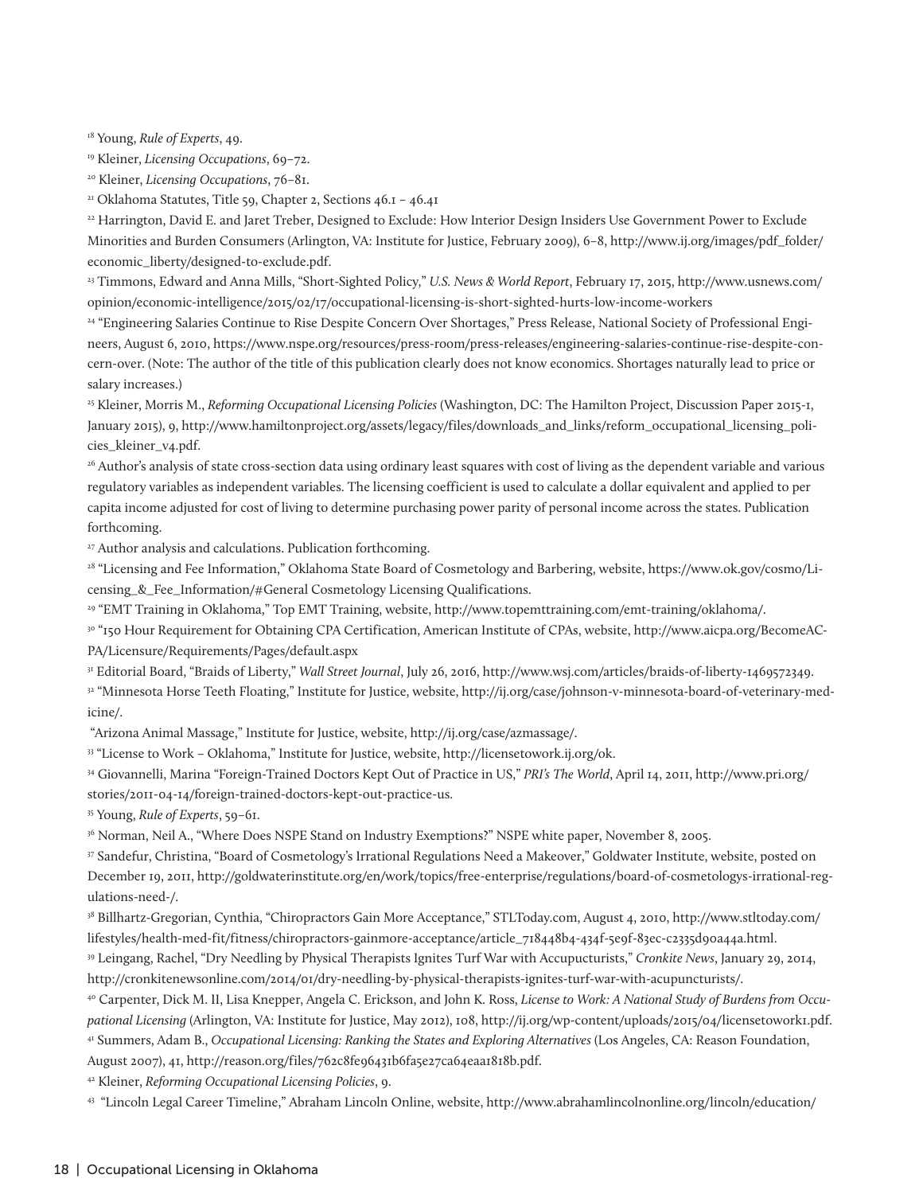[18] Young, *Rule of Experts*, 49.

[19] Kleiner, *Licensing Occupations*, 69–72.

[20] Kleiner, *Licensing Occupations*, 76–81.

[21] Oklahoma Statutes, Title 59, Chapter 2, Sections 46.1 – 46.41

[22] Harrington, David E. and Jaret Treber, Designed to Exclude: How Interior Design Insiders Use Government Power to Exclude Minorities and Burden Consumers (Arlington, VA: Institute for Justice, February 2009), 6–8, http://www.ij.org/images/pdf_folder/economic_liberty/designed-to-exclude.pdf.

[23] Timmons, Edward and Anna Mills, "Short-Sighted Policy," *U.S. News & World Report*, February 17, 2015, http://www.usnews.com/opinion/economic-intelligence/2015/02/17/occupational-licensing-is-short-sighted-hurts-low-income-workers

[24] "Engineering Salaries Continue to Rise Despite Concern Over Shortages," Press Release, National Society of Professional Engineers, August 6, 2010, https://www.nspe.org/resources/press-room/press-releases/engineering-salaries-continue-rise-despite-concern-over. (Note: The author of the title of this publication clearly does not know economics. Shortages naturally lead to price or salary increases.)

[25] Kleiner, Morris M., *Reforming Occupational Licensing Policies* (Washington, DC: The Hamilton Project, Discussion Paper 2015-1, January 2015), 9, http://www.hamiltonproject.org/assets/legacy/files/downloads_and_links/reform_occupational_licensing_policies_kleiner_v4.pdf.

[26] Author's analysis of state cross-section data using ordinary least squares with cost of living as the dependent variable and various regulatory variables as independent variables. The licensing coefficient is used to calculate a dollar equivalent and applied to per capita income adjusted for cost of living to determine purchasing power parity of personal income across the states. Publication forthcoming.

[27] Author analysis and calculations. Publication forthcoming.

[28] "Licensing and Fee Information," Oklahoma State Board of Cosmetology and Barbering, website, https://www.ok.gov/cosmo/Licensing_&_Fee_Information/#General Cosmetology Licensing Qualifications.

[29] "EMT Training in Oklahoma," Top EMT Training, website, http://www.topemttraining.com/emt-training/oklahoma/.

[30] "150 Hour Requirement for Obtaining CPA Certification, American Institute of CPAs, website, http://www.aicpa.org/BecomeACPA/Licensure/Requirements/Pages/default.aspx

[31] Editorial Board, "Braids of Liberty," *Wall Street Journal*, July 26, 2016, http://www.wsj.com/articles/braids-of-liberty-1469572349.

[32] "Minnesota Horse Teeth Floating," Institute for Justice, website, http://ij.org/case/johnson-v-minnesota-board-of-veterinary-medicine/.

"Arizona Animal Massage," Institute for Justice, website, http://ij.org/case/azmassage/.

[33] "License to Work – Oklahoma," Institute for Justice, website, http://licensetowork.ij.org/ok.

[34] Giovannelli, Marina "Foreign-Trained Doctors Kept Out of Practice in US," *PRI's The World*, April 14, 2011, http://www.pri.org/stories/2011-04-14/foreign-trained-doctors-kept-out-practice-us.

[35] Young, *Rule of Experts*, 59–61.

[36] Norman, Neil A., "Where Does NSPE Stand on Industry Exemptions?" NSPE white paper, November 8, 2005.

[37] Sandefur, Christina, "Board of Cosmetology's Irrational Regulations Need a Makeover," Goldwater Institute, website, posted on December 19, 2011, http://goldwaterinstitute.org/en/work/topics/free-enterprise/regulations/board-of-cosmetologys-irrational-regulations-need-/.

[38] Billhartz-Gregorian, Cynthia, "Chiropractors Gain More Acceptance," STLToday.com, August 4, 2010, http://www.stltoday.com/lifestyles/health-med-fit/fitness/chiropractors-gainmore-acceptance/article_718448b4-434f-5e9f-83ec-c2335d90a44a.html.

[39] Leingang, Rachel, "Dry Needling by Physical Therapists Ignites Turf War with Accupucturists," *Cronkite News*, January 29, 2014, http://cronkitenewsonline.com/2014/01/dry-needling-by-physical-therapists-ignites-turf-war-with-acupuncturists/.

[40] Carpenter, Dick M. II, Lisa Knepper, Angela C. Erickson, and John K. Ross, *License to Work: A National Study of Burdens from Occupational Licensing* (Arlington, VA: Institute for Justice, May 2012), 108, http://ij.org/wp-content/uploads/2015/04/licensetowork1.pdf.

[41] Summers, Adam B., *Occupational Licensing: Ranking the States and Exploring Alternatives* (Los Angeles, CA: Reason Foundation, August 2007), 41, http://reason.org/files/762c8fe96431b6fa5e27ca64eaa1818b.pdf.

[42] Kleiner, *Reforming Occupational Licensing Policies*, 9.

[43] "Lincoln Legal Career Timeline," Abraham Lincoln Online, website, http://www.abrahamlincolnonline.org/lincoln/education/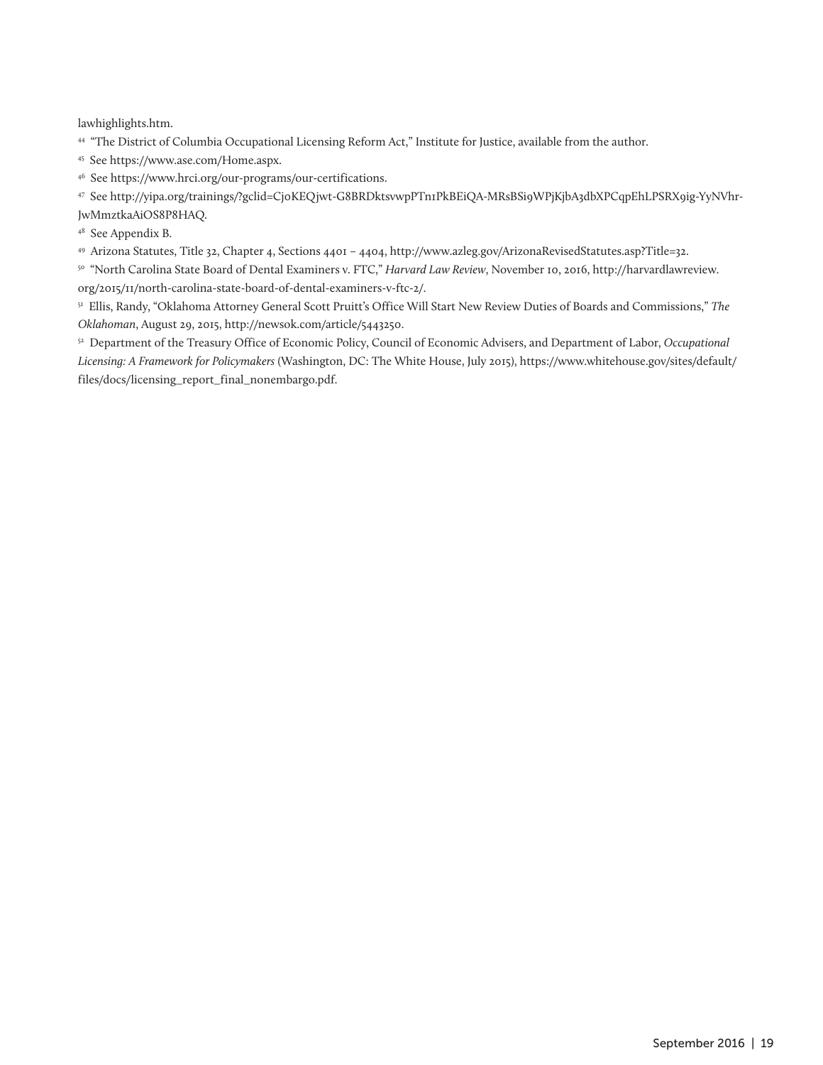lawhighlights.htm.

[44] "The District of Columbia Occupational Licensing Reform Act," Institute for Justice, available from the author.

[45] See https://www.ase.com/Home.aspx.

[46] See https://www.hrci.org/our-programs/our-certifications.

[47] See http://yipa.org/trainings/?gclid=Cj0KEQjwt-G8BRDktsvwpPTn1PkBEiQA-MRsBSi9WPjKjbA3dbXPCqpEhLPSRX9ig-YyNVhr-JwMmztkaAiOS8P8HAQ.

[48] See Appendix B.

[49] Arizona Statutes, Title 32, Chapter 4, Sections 4401 – 4404, http://www.azleg.gov/ArizonaRevisedStatutes.asp?Title=32.

[50] "North Carolina State Board of Dental Examiners v. FTC," *Harvard Law Review*, November 10, 2016, http://harvardlawreview.org/2015/11/north-carolina-state-board-of-dental-examiners-v-ftc-2/.

[51] Ellis, Randy, "Oklahoma Attorney General Scott Pruitt's Office Will Start New Review Duties of Boards and Commissions," *The Oklahoman*, August 29, 2015, http://newsok.com/article/5443250.

[52] Department of the Treasury Office of Economic Policy, Council of Economic Advisers, and Department of Labor, *Occupational Licensing: A Framework for Policymakers* (Washington, DC: The White House, July 2015), https://www.whitehouse.gov/sites/default/files/docs/licensing_report_final_nonembargo.pdf.